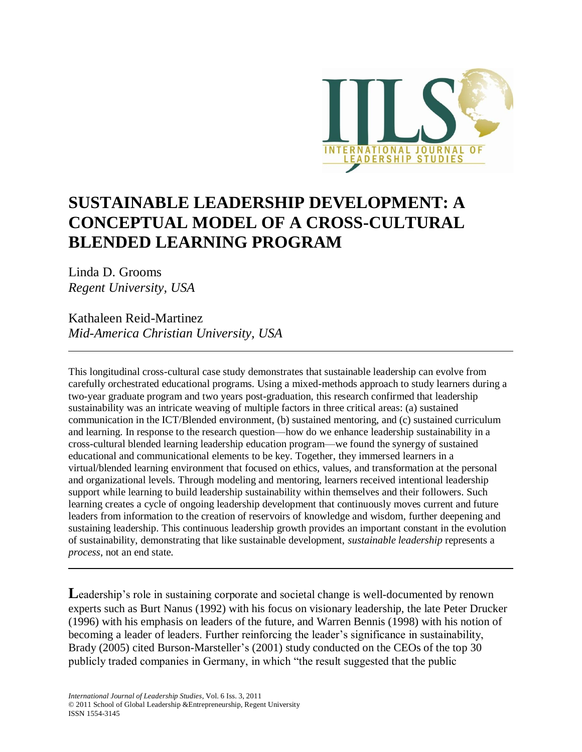# SUSTAINABLE LEADERSHIP DEVELOPMENT: A CONCEPTUAL MODEL OF A CROSS-CULTURAL BLENDED LEARNING PROGRAM

Linda D. Grooms
*Regent University, USA*

Kathaleen Reid-Martinez
*Mid-America Christian University, USA*

---

This longitudinal cross-cultural case study demonstrates that sustainable leadership can evolve from carefully orchestrated educational programs. Using a mixed-methods approach to study learners during a two-year graduate program and two years post-graduation, this research confirmed that leadership sustainability was an intricate weaving of multiple factors in three critical areas: (a) sustained communication in the ICT/Blended environment, (b) sustained mentoring, and (c) sustained curriculum and learning. In response to the research question—how do we enhance leadership sustainability in a cross-cultural blended learning leadership education program—we found the synergy of sustained educational and communicational elements to be key. Together, they immersed learners in a virtual/blended learning environment that focused on ethics, values, and transformation at the personal and organizational levels. Through modeling and mentoring, learners received intentional leadership support while learning to build leadership sustainability within themselves and their followers. Such learning creates a cycle of ongoing leadership development that continuously moves current and future leaders from information to the creation of reservoirs of knowledge and wisdom, further deepening and sustaining leadership. This continuous leadership growth provides an important constant in the evolution of sustainability, demonstrating that like sustainable development, *sustainable leadership* represents a *process*, not an end state.

---

**L**eadership's role in sustaining corporate and societal change is well-documented by renown experts such as Burt Nanus (1992) with his focus on visionary leadership, the late Peter Drucker (1996) with his emphasis on leaders of the future, and Warren Bennis (1998) with his notion of becoming a leader of leaders. Further reinforcing the leader's significance in sustainability, Brady (2005) cited Burson-Marsteller's (2001) study conducted on the CEOs of the top 30 publicly traded companies in Germany, in which "the result suggested that the public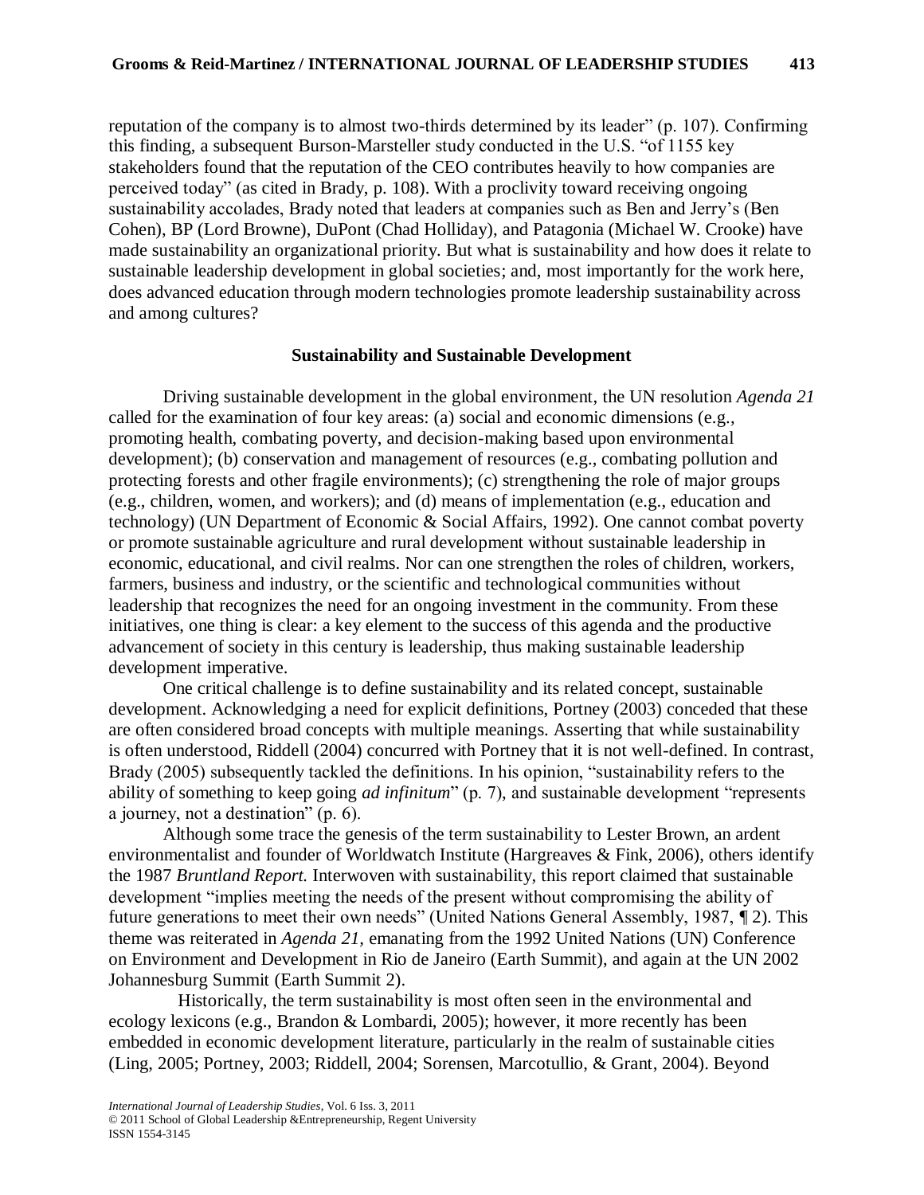reputation of the company is to almost two-thirds determined by its leader" (p. 107). Confirming this finding, a subsequent Burson-Marsteller study conducted in the U.S. "of 1155 key stakeholders found that the reputation of the CEO contributes heavily to how companies are perceived today" (as cited in Brady, p. 108). With a proclivity toward receiving ongoing sustainability accolades, Brady noted that leaders at companies such as Ben and Jerry's (Ben Cohen), BP (Lord Browne), DuPont (Chad Holliday), and Patagonia (Michael W. Crooke) have made sustainability an organizational priority. But what is sustainability and how does it relate to sustainable leadership development in global societies; and, most importantly for the work here, does advanced education through modern technologies promote leadership sustainability across and among cultures?

## Sustainability and Sustainable Development

Driving sustainable development in the global environment, the UN resolution *Agenda 21* called for the examination of four key areas: (a) social and economic dimensions (e.g., promoting health, combating poverty, and decision-making based upon environmental development); (b) conservation and management of resources (e.g., combating pollution and protecting forests and other fragile environments); (c) strengthening the role of major groups (e.g., children, women, and workers); and (d) means of implementation (e.g., education and technology) (UN Department of Economic & Social Affairs, 1992). One cannot combat poverty or promote sustainable agriculture and rural development without sustainable leadership in economic, educational, and civil realms. Nor can one strengthen the roles of children, workers, farmers, business and industry, or the scientific and technological communities without leadership that recognizes the need for an ongoing investment in the community. From these initiatives, one thing is clear: a key element to the success of this agenda and the productive advancement of society in this century is leadership, thus making sustainable leadership development imperative.

One critical challenge is to define sustainability and its related concept, sustainable development. Acknowledging a need for explicit definitions, Portney (2003) conceded that these are often considered broad concepts with multiple meanings. Asserting that while sustainability is often understood, Riddell (2004) concurred with Portney that it is not well-defined. In contrast, Brady (2005) subsequently tackled the definitions. In his opinion, "sustainability refers to the ability of something to keep going *ad infinitum*" (p. 7), and sustainable development "represents a journey, not a destination" (p. 6).

Although some trace the genesis of the term sustainability to Lester Brown, an ardent environmentalist and founder of Worldwatch Institute (Hargreaves & Fink, 2006), others identify the 1987 *Bruntland Report.* Interwoven with sustainability, this report claimed that sustainable development "implies meeting the needs of the present without compromising the ability of future generations to meet their own needs" (United Nations General Assembly, 1987, ¶ 2). This theme was reiterated in *Agenda 21,* emanating from the 1992 United Nations (UN) Conference on Environment and Development in Rio de Janeiro (Earth Summit), and again at the UN 2002 Johannesburg Summit (Earth Summit 2).

Historically, the term sustainability is most often seen in the environmental and ecology lexicons (e.g., Brandon & Lombardi, 2005); however, it more recently has been embedded in economic development literature, particularly in the realm of sustainable cities (Ling, 2005; Portney, 2003; Riddell, 2004; Sorensen, Marcotullio, & Grant, 2004). Beyond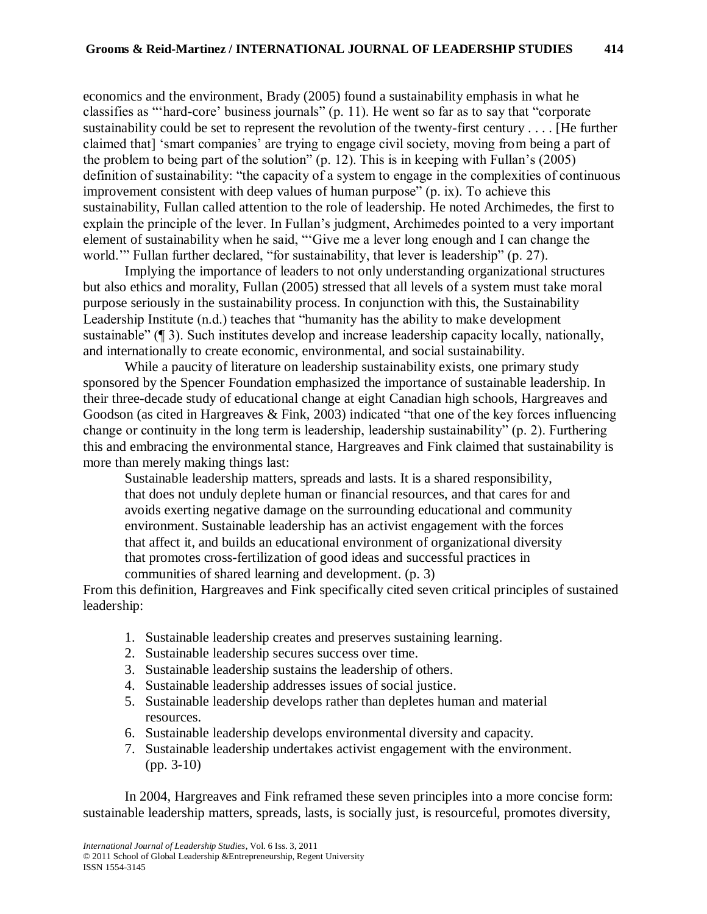economics and the environment, Brady (2005) found a sustainability emphasis in what he classifies as "'hard-core' business journals" (p. 11). He went so far as to say that "corporate sustainability could be set to represent the revolution of the twenty-first century . . . . [He further claimed that] 'smart companies' are trying to engage civil society, moving from being a part of the problem to being part of the solution" (p. 12). This is in keeping with Fullan's (2005) definition of sustainability: "the capacity of a system to engage in the complexities of continuous improvement consistent with deep values of human purpose" (p. ix). To achieve this sustainability, Fullan called attention to the role of leadership. He noted Archimedes, the first to explain the principle of the lever. In Fullan's judgment, Archimedes pointed to a very important element of sustainability when he said, "'Give me a lever long enough and I can change the world.'" Fullan further declared, "for sustainability, that lever is leadership" (p. 27).

Implying the importance of leaders to not only understanding organizational structures but also ethics and morality, Fullan (2005) stressed that all levels of a system must take moral purpose seriously in the sustainability process. In conjunction with this, the Sustainability Leadership Institute (n.d.) teaches that "humanity has the ability to make development sustainable" (¶ 3). Such institutes develop and increase leadership capacity locally, nationally, and internationally to create economic, environmental, and social sustainability.

While a paucity of literature on leadership sustainability exists, one primary study sponsored by the Spencer Foundation emphasized the importance of sustainable leadership. In their three-decade study of educational change at eight Canadian high schools, Hargreaves and Goodson (as cited in Hargreaves & Fink, 2003) indicated "that one of the key forces influencing change or continuity in the long term is leadership, leadership sustainability" (p. 2). Furthering this and embracing the environmental stance, Hargreaves and Fink claimed that sustainability is more than merely making things last:

> Sustainable leadership matters, spreads and lasts. It is a shared responsibility, that does not unduly deplete human or financial resources, and that cares for and avoids exerting negative damage on the surrounding educational and community environment. Sustainable leadership has an activist engagement with the forces that affect it, and builds an educational environment of organizational diversity that promotes cross-fertilization of good ideas and successful practices in communities of shared learning and development. (p. 3)

From this definition, Hargreaves and Fink specifically cited seven critical principles of sustained leadership:

1. Sustainable leadership creates and preserves sustaining learning.
2. Sustainable leadership secures success over time.
3. Sustainable leadership sustains the leadership of others.
4. Sustainable leadership addresses issues of social justice.
5. Sustainable leadership develops rather than depletes human and material resources.
6. Sustainable leadership develops environmental diversity and capacity.
7. Sustainable leadership undertakes activist engagement with the environment. (pp. 3-10)

In 2004, Hargreaves and Fink reframed these seven principles into a more concise form: sustainable leadership matters, spreads, lasts, is socially just, is resourceful, promotes diversity,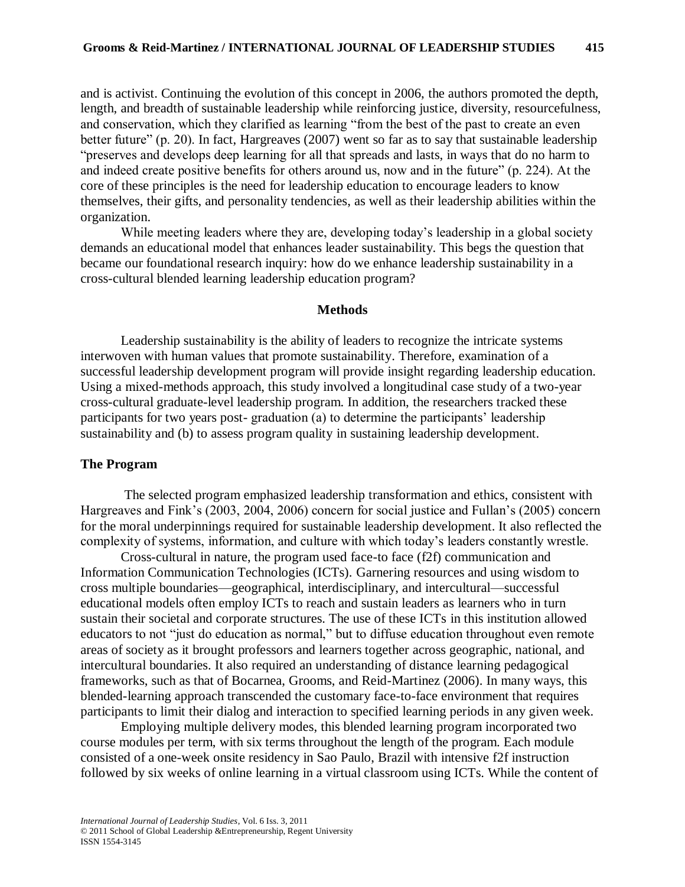and is activist. Continuing the evolution of this concept in 2006, the authors promoted the depth, length, and breadth of sustainable leadership while reinforcing justice, diversity, resourcefulness, and conservation, which they clarified as learning "from the best of the past to create an even better future" (p. 20). In fact, Hargreaves (2007) went so far as to say that sustainable leadership "preserves and develops deep learning for all that spreads and lasts, in ways that do no harm to and indeed create positive benefits for others around us, now and in the future" (p. 224). At the core of these principles is the need for leadership education to encourage leaders to know themselves, their gifts, and personality tendencies, as well as their leadership abilities within the organization.

While meeting leaders where they are, developing today's leadership in a global society demands an educational model that enhances leader sustainability. This begs the question that became our foundational research inquiry: how do we enhance leadership sustainability in a cross-cultural blended learning leadership education program?

## Methods

Leadership sustainability is the ability of leaders to recognize the intricate systems interwoven with human values that promote sustainability. Therefore, examination of a successful leadership development program will provide insight regarding leadership education. Using a mixed-methods approach, this study involved a longitudinal case study of a two-year cross-cultural graduate-level leadership program. In addition, the researchers tracked these participants for two years post- graduation (a) to determine the participants' leadership sustainability and (b) to assess program quality in sustaining leadership development.

### The Program

The selected program emphasized leadership transformation and ethics, consistent with Hargreaves and Fink's (2003, 2004, 2006) concern for social justice and Fullan's (2005) concern for the moral underpinnings required for sustainable leadership development. It also reflected the complexity of systems, information, and culture with which today's leaders constantly wrestle.

Cross-cultural in nature, the program used face-to face (f2f) communication and Information Communication Technologies (ICTs). Garnering resources and using wisdom to cross multiple boundaries—geographical, interdisciplinary, and intercultural—successful educational models often employ ICTs to reach and sustain leaders as learners who in turn sustain their societal and corporate structures. The use of these ICTs in this institution allowed educators to not "just do education as normal," but to diffuse education throughout even remote areas of society as it brought professors and learners together across geographic, national, and intercultural boundaries. It also required an understanding of distance learning pedagogical frameworks, such as that of Bocarnea, Grooms, and Reid-Martinez (2006). In many ways, this blended-learning approach transcended the customary face-to-face environment that requires participants to limit their dialog and interaction to specified learning periods in any given week.

Employing multiple delivery modes, this blended learning program incorporated two course modules per term, with six terms throughout the length of the program. Each module consisted of a one-week onsite residency in Sao Paulo, Brazil with intensive f2f instruction followed by six weeks of online learning in a virtual classroom using ICTs. While the content of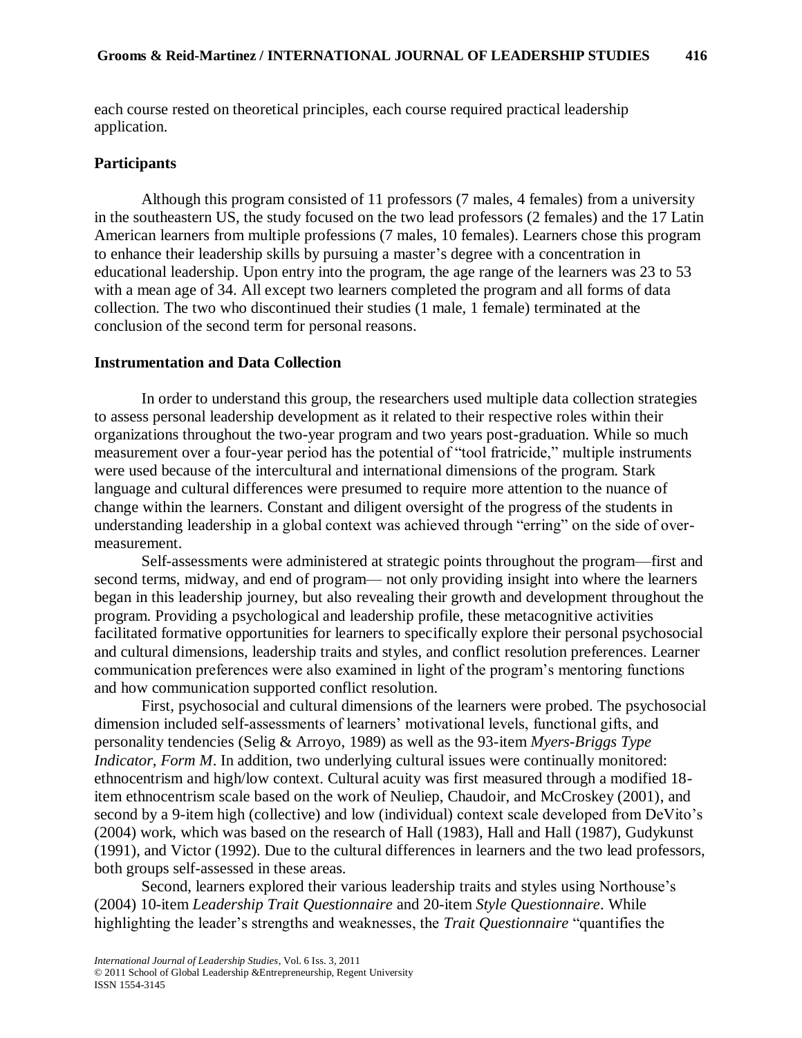each course rested on theoretical principles, each course required practical leadership application.

### Participants

Although this program consisted of 11 professors (7 males, 4 females) from a university in the southeastern US, the study focused on the two lead professors (2 females) and the 17 Latin American learners from multiple professions (7 males, 10 females). Learners chose this program to enhance their leadership skills by pursuing a master's degree with a concentration in educational leadership. Upon entry into the program, the age range of the learners was 23 to 53 with a mean age of 34. All except two learners completed the program and all forms of data collection. The two who discontinued their studies (1 male, 1 female) terminated at the conclusion of the second term for personal reasons.

### Instrumentation and Data Collection

In order to understand this group, the researchers used multiple data collection strategies to assess personal leadership development as it related to their respective roles within their organizations throughout the two-year program and two years post-graduation. While so much measurement over a four-year period has the potential of "tool fratricide," multiple instruments were used because of the intercultural and international dimensions of the program. Stark language and cultural differences were presumed to require more attention to the nuance of change within the learners. Constant and diligent oversight of the progress of the students in understanding leadership in a global context was achieved through "erring" on the side of over-measurement.

Self-assessments were administered at strategic points throughout the program—first and second terms, midway, and end of program— not only providing insight into where the learners began in this leadership journey, but also revealing their growth and development throughout the program. Providing a psychological and leadership profile, these metacognitive activities facilitated formative opportunities for learners to specifically explore their personal psychosocial and cultural dimensions, leadership traits and styles, and conflict resolution preferences. Learner communication preferences were also examined in light of the program's mentoring functions and how communication supported conflict resolution.

First, psychosocial and cultural dimensions of the learners were probed. The psychosocial dimension included self-assessments of learners' motivational levels, functional gifts, and personality tendencies (Selig & Arroyo, 1989) as well as the 93-item *Myers-Briggs Type Indicator, Form M*. In addition, two underlying cultural issues were continually monitored: ethnocentrism and high/low context. Cultural acuity was first measured through a modified 18-item ethnocentrism scale based on the work of Neuliep, Chaudoir, and McCroskey (2001), and second by a 9-item high (collective) and low (individual) context scale developed from DeVito's (2004) work, which was based on the research of Hall (1983), Hall and Hall (1987), Gudykunst (1991), and Victor (1992). Due to the cultural differences in learners and the two lead professors, both groups self-assessed in these areas.

Second, learners explored their various leadership traits and styles using Northouse's (2004) 10-item *Leadership Trait Questionnaire* and 20-item *Style Questionnaire*. While highlighting the leader's strengths and weaknesses, the *Trait Questionnaire* "quantifies the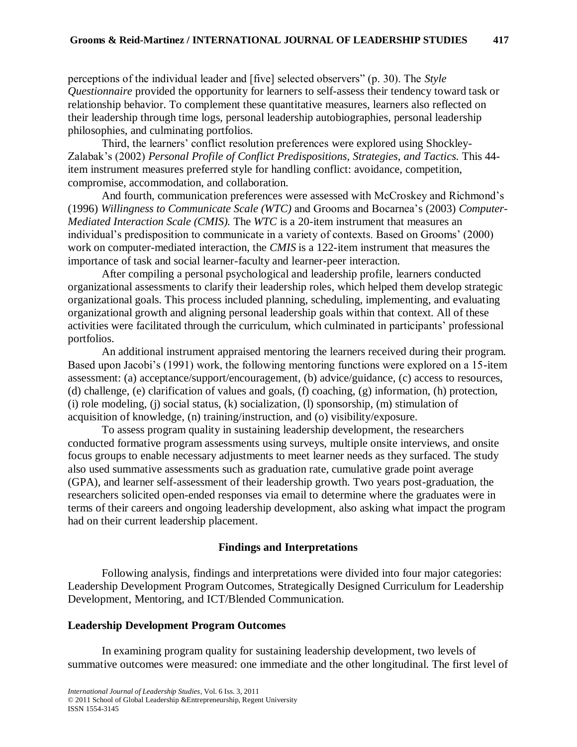perceptions of the individual leader and [five] selected observers" (p. 30). The *Style Questionnaire* provided the opportunity for learners to self-assess their tendency toward task or relationship behavior. To complement these quantitative measures, learners also reflected on their leadership through time logs, personal leadership autobiographies, personal leadership philosophies, and culminating portfolios.

Third, the learners' conflict resolution preferences were explored using Shockley-Zalabak's (2002) *Personal Profile of Conflict Predispositions, Strategies, and Tactics.* This 44-item instrument measures preferred style for handling conflict: avoidance, competition, compromise, accommodation, and collaboration.

And fourth, communication preferences were assessed with McCroskey and Richmond's (1996) *Willingness to Communicate Scale (WTC)* and Grooms and Bocarnea's (2003) *Computer-Mediated Interaction Scale (CMIS).* The *WTC* is a 20-item instrument that measures an individual's predisposition to communicate in a variety of contexts. Based on Grooms' (2000) work on computer-mediated interaction, the *CMIS* is a 122-item instrument that measures the importance of task and social learner-faculty and learner-peer interaction.

After compiling a personal psychological and leadership profile, learners conducted organizational assessments to clarify their leadership roles, which helped them develop strategic organizational goals. This process included planning, scheduling, implementing, and evaluating organizational growth and aligning personal leadership goals within that context. All of these activities were facilitated through the curriculum, which culminated in participants' professional portfolios.

An additional instrument appraised mentoring the learners received during their program. Based upon Jacobi's (1991) work, the following mentoring functions were explored on a 15-item assessment: (a) acceptance/support/encouragement, (b) advice/guidance, (c) access to resources, (d) challenge, (e) clarification of values and goals, (f) coaching, (g) information, (h) protection, (i) role modeling, (j) social status, (k) socialization, (l) sponsorship, (m) stimulation of acquisition of knowledge, (n) training/instruction, and (o) visibility/exposure.

To assess program quality in sustaining leadership development, the researchers conducted formative program assessments using surveys, multiple onsite interviews, and onsite focus groups to enable necessary adjustments to meet learner needs as they surfaced. The study also used summative assessments such as graduation rate, cumulative grade point average (GPA), and learner self-assessment of their leadership growth. Two years post-graduation, the researchers solicited open-ended responses via email to determine where the graduates were in terms of their careers and ongoing leadership development, also asking what impact the program had on their current leadership placement.

## Findings and Interpretations

Following analysis, findings and interpretations were divided into four major categories: Leadership Development Program Outcomes, Strategically Designed Curriculum for Leadership Development, Mentoring, and ICT/Blended Communication.

### Leadership Development Program Outcomes

In examining program quality for sustaining leadership development, two levels of summative outcomes were measured: one immediate and the other longitudinal. The first level of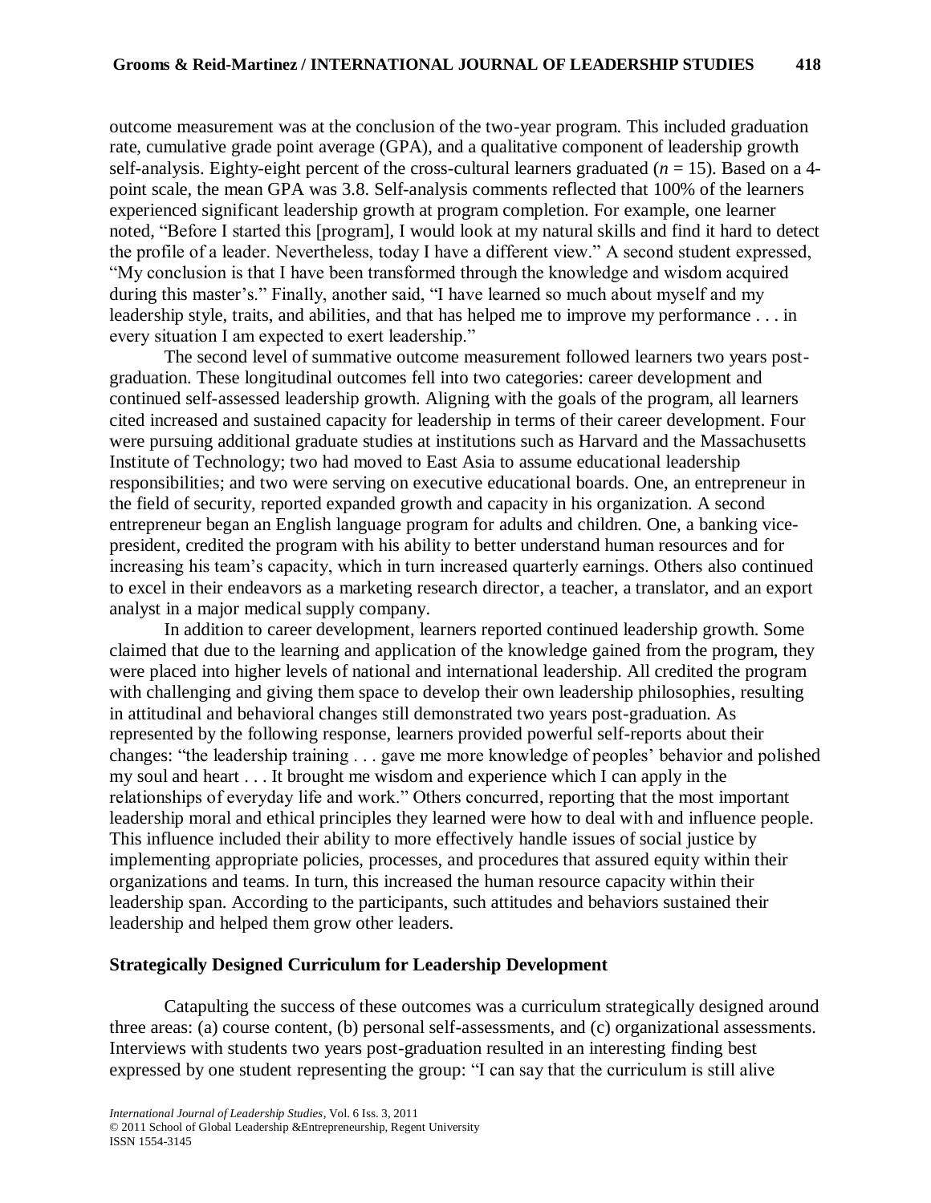outcome measurement was at the conclusion of the two-year program. This included graduation rate, cumulative grade point average (GPA), and a qualitative component of leadership growth self-analysis. Eighty-eight percent of the cross-cultural learners graduated ($n = 15$). Based on a 4-point scale, the mean GPA was 3.8. Self-analysis comments reflected that 100% of the learners experienced significant leadership growth at program completion. For example, one learner noted, "Before I started this [program], I would look at my natural skills and find it hard to detect the profile of a leader. Nevertheless, today I have a different view." A second student expressed, "My conclusion is that I have been transformed through the knowledge and wisdom acquired during this master's." Finally, another said, "I have learned so much about myself and my leadership style, traits, and abilities, and that has helped me to improve my performance . . . in every situation I am expected to exert leadership."

The second level of summative outcome measurement followed learners two years post-graduation. These longitudinal outcomes fell into two categories: career development and continued self-assessed leadership growth. Aligning with the goals of the program, all learners cited increased and sustained capacity for leadership in terms of their career development. Four were pursuing additional graduate studies at institutions such as Harvard and the Massachusetts Institute of Technology; two had moved to East Asia to assume educational leadership responsibilities; and two were serving on executive educational boards. One, an entrepreneur in the field of security, reported expanded growth and capacity in his organization. A second entrepreneur began an English language program for adults and children. One, a banking vice-president, credited the program with his ability to better understand human resources and for increasing his team's capacity, which in turn increased quarterly earnings. Others also continued to excel in their endeavors as a marketing research director, a teacher, a translator, and an export analyst in a major medical supply company.

In addition to career development, learners reported continued leadership growth. Some claimed that due to the learning and application of the knowledge gained from the program, they were placed into higher levels of national and international leadership. All credited the program with challenging and giving them space to develop their own leadership philosophies, resulting in attitudinal and behavioral changes still demonstrated two years post-graduation. As represented by the following response, learners provided powerful self-reports about their changes: "the leadership training . . . gave me more knowledge of peoples' behavior and polished my soul and heart . . . It brought me wisdom and experience which I can apply in the relationships of everyday life and work." Others concurred, reporting that the most important leadership moral and ethical principles they learned were how to deal with and influence people. This influence included their ability to more effectively handle issues of social justice by implementing appropriate policies, processes, and procedures that assured equity within their organizations and teams. In turn, this increased the human resource capacity within their leadership span. According to the participants, such attitudes and behaviors sustained their leadership and helped them grow other leaders.

## Strategically Designed Curriculum for Leadership Development

Catapulting the success of these outcomes was a curriculum strategically designed around three areas: (a) course content, (b) personal self-assessments, and (c) organizational assessments. Interviews with students two years post-graduation resulted in an interesting finding best expressed by one student representing the group: "I can say that the curriculum is still alive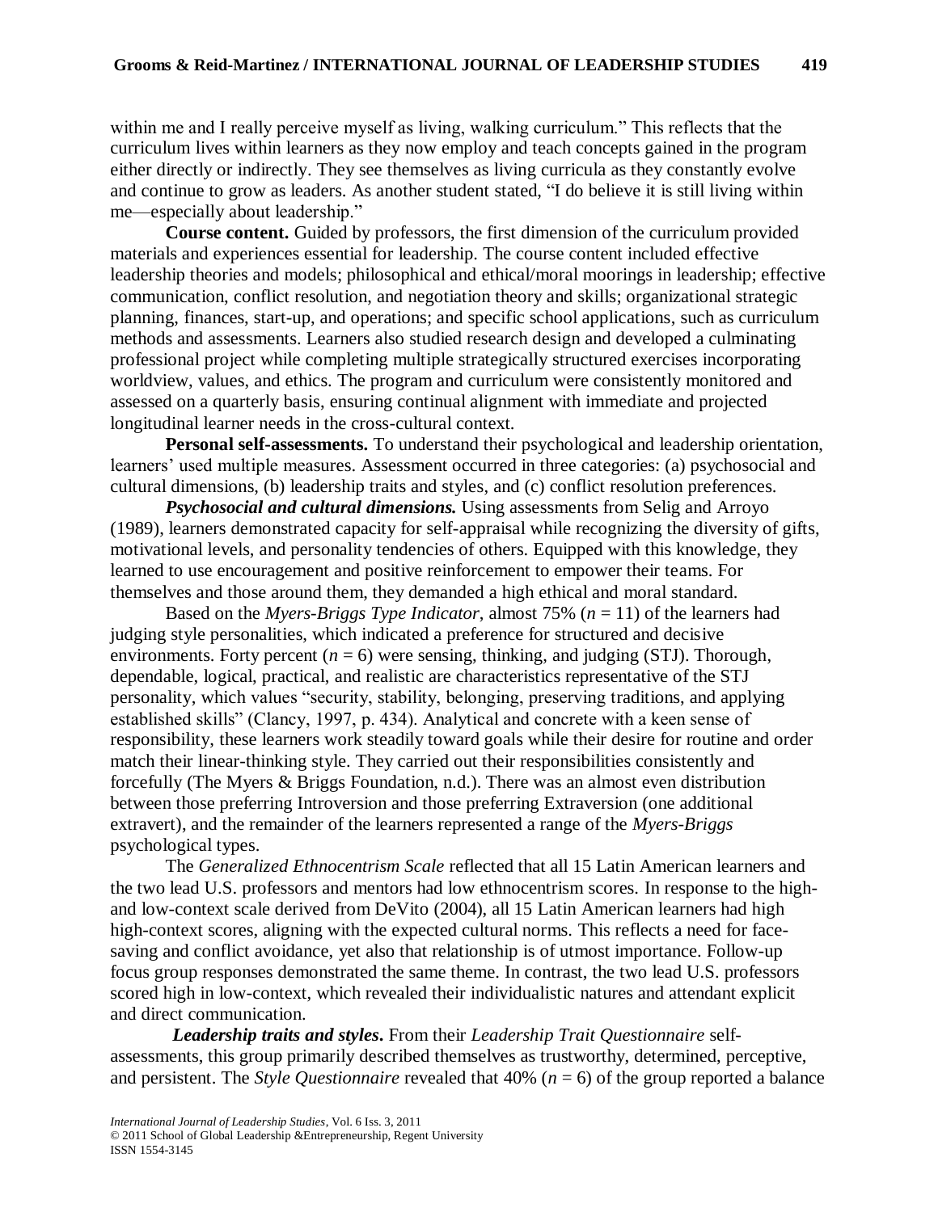within me and I really perceive myself as living, walking curriculum." This reflects that the curriculum lives within learners as they now employ and teach concepts gained in the program either directly or indirectly. They see themselves as living curricula as they constantly evolve and continue to grow as leaders. As another student stated, "I do believe it is still living within me—especially about leadership."

**Course content.** Guided by professors, the first dimension of the curriculum provided materials and experiences essential for leadership. The course content included effective leadership theories and models; philosophical and ethical/moral moorings in leadership; effective communication, conflict resolution, and negotiation theory and skills; organizational strategic planning, finances, start-up, and operations; and specific school applications, such as curriculum methods and assessments. Learners also studied research design and developed a culminating professional project while completing multiple strategically structured exercises incorporating worldview, values, and ethics. The program and curriculum were consistently monitored and assessed on a quarterly basis, ensuring continual alignment with immediate and projected longitudinal learner needs in the cross-cultural context.

**Personal self-assessments.** To understand their psychological and leadership orientation, learners' used multiple measures. Assessment occurred in three categories: (a) psychosocial and cultural dimensions, (b) leadership traits and styles, and (c) conflict resolution preferences.

***Psychosocial and cultural dimensions.*** Using assessments from Selig and Arroyo (1989), learners demonstrated capacity for self-appraisal while recognizing the diversity of gifts, motivational levels, and personality tendencies of others. Equipped with this knowledge, they learned to use encouragement and positive reinforcement to empower their teams. For themselves and those around them, they demanded a high ethical and moral standard.

Based on the *Myers-Briggs Type Indicator*, almost 75% ($n = 11$) of the learners had judging style personalities, which indicated a preference for structured and decisive environments. Forty percent ($n = 6$) were sensing, thinking, and judging (STJ). Thorough, dependable, logical, practical, and realistic are characteristics representative of the STJ personality, which values "security, stability, belonging, preserving traditions, and applying established skills" (Clancy, 1997, p. 434). Analytical and concrete with a keen sense of responsibility, these learners work steadily toward goals while their desire for routine and order match their linear-thinking style. They carried out their responsibilities consistently and forcefully (The Myers & Briggs Foundation, n.d.). There was an almost even distribution between those preferring Introversion and those preferring Extraversion (one additional extravert), and the remainder of the learners represented a range of the *Myers-Briggs* psychological types.

The *Generalized Ethnocentrism Scale* reflected that all 15 Latin American learners and the two lead U.S. professors and mentors had low ethnocentrism scores. In response to the high- and low-context scale derived from DeVito (2004), all 15 Latin American learners had high high-context scores, aligning with the expected cultural norms. This reflects a need for face-saving and conflict avoidance, yet also that relationship is of utmost importance. Follow-up focus group responses demonstrated the same theme. In contrast, the two lead U.S. professors scored high in low-context, which revealed their individualistic natures and attendant explicit and direct communication.

***Leadership traits and styles.*** From their *Leadership Trait Questionnaire* self-assessments, this group primarily described themselves as trustworthy, determined, perceptive, and persistent. The *Style Questionnaire* revealed that 40% ($n = 6$) of the group reported a balance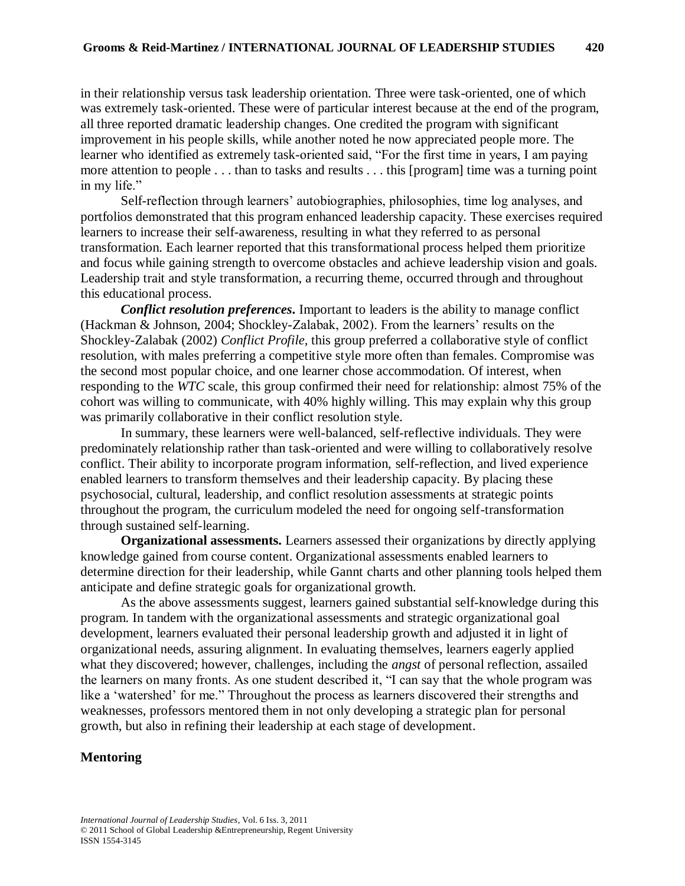in their relationship versus task leadership orientation. Three were task-oriented, one of which was extremely task-oriented. These were of particular interest because at the end of the program, all three reported dramatic leadership changes. One credited the program with significant improvement in his people skills, while another noted he now appreciated people more. The learner who identified as extremely task-oriented said, "For the first time in years, I am paying more attention to people . . . than to tasks and results . . . this [program] time was a turning point in my life."

Self-reflection through learners' autobiographies, philosophies, time log analyses, and portfolios demonstrated that this program enhanced leadership capacity. These exercises required learners to increase their self-awareness, resulting in what they referred to as personal transformation. Each learner reported that this transformational process helped them prioritize and focus while gaining strength to overcome obstacles and achieve leadership vision and goals. Leadership trait and style transformation, a recurring theme, occurred through and throughout this educational process.

***Conflict resolution preferences.*** Important to leaders is the ability to manage conflict (Hackman & Johnson, 2004; Shockley-Zalabak, 2002). From the learners' results on the Shockley-Zalabak (2002) *Conflict Profile,* this group preferred a collaborative style of conflict resolution, with males preferring a competitive style more often than females. Compromise was the second most popular choice, and one learner chose accommodation. Of interest, when responding to the *WTC* scale, this group confirmed their need for relationship: almost 75% of the cohort was willing to communicate, with 40% highly willing. This may explain why this group was primarily collaborative in their conflict resolution style.

In summary, these learners were well-balanced, self-reflective individuals. They were predominately relationship rather than task-oriented and were willing to collaboratively resolve conflict. Their ability to incorporate program information, self-reflection, and lived experience enabled learners to transform themselves and their leadership capacity. By placing these psychosocial, cultural, leadership, and conflict resolution assessments at strategic points throughout the program, the curriculum modeled the need for ongoing self-transformation through sustained self-learning.

**Organizational assessments.** Learners assessed their organizations by directly applying knowledge gained from course content. Organizational assessments enabled learners to determine direction for their leadership, while Gannt charts and other planning tools helped them anticipate and define strategic goals for organizational growth.

As the above assessments suggest, learners gained substantial self-knowledge during this program. In tandem with the organizational assessments and strategic organizational goal development, learners evaluated their personal leadership growth and adjusted it in light of organizational needs, assuring alignment. In evaluating themselves, learners eagerly applied what they discovered; however, challenges, including the *angst* of personal reflection, assailed the learners on many fronts. As one student described it, "I can say that the whole program was like a 'watershed' for me." Throughout the process as learners discovered their strengths and weaknesses, professors mentored them in not only developing a strategic plan for personal growth, but also in refining their leadership at each stage of development.

## Mentoring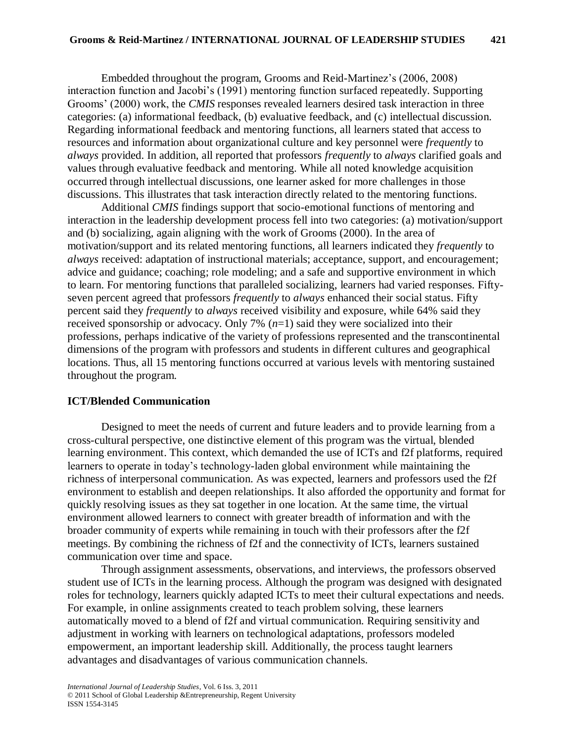Embedded throughout the program, Grooms and Reid-Martinez's (2006, 2008) interaction function and Jacobi's (1991) mentoring function surfaced repeatedly. Supporting Grooms' (2000) work, the *CMIS* responses revealed learners desired task interaction in three categories: (a) informational feedback, (b) evaluative feedback, and (c) intellectual discussion. Regarding informational feedback and mentoring functions, all learners stated that access to resources and information about organizational culture and key personnel were *frequently* to *always* provided. In addition, all reported that professors *frequently* to *always* clarified goals and values through evaluative feedback and mentoring. While all noted knowledge acquisition occurred through intellectual discussions, one learner asked for more challenges in those discussions. This illustrates that task interaction directly related to the mentoring functions.

Additional *CMIS* findings support that socio-emotional functions of mentoring and interaction in the leadership development process fell into two categories: (a) motivation/support and (b) socializing, again aligning with the work of Grooms (2000). In the area of motivation/support and its related mentoring functions, all learners indicated they *frequently* to *always* received: adaptation of instructional materials; acceptance, support, and encouragement; advice and guidance; coaching; role modeling; and a safe and supportive environment in which to learn. For mentoring functions that paralleled socializing, learners had varied responses. Fifty-seven percent agreed that professors *frequently* to *always* enhanced their social status. Fifty percent said they *frequently* to *always* received visibility and exposure, while 64% said they received sponsorship or advocacy. Only 7% ($n$=1) said they were socialized into their professions, perhaps indicative of the variety of professions represented and the transcontinental dimensions of the program with professors and students in different cultures and geographical locations. Thus, all 15 mentoring functions occurred at various levels with mentoring sustained throughout the program.

## ICT/Blended Communication

Designed to meet the needs of current and future leaders and to provide learning from a cross-cultural perspective, one distinctive element of this program was the virtual, blended learning environment. This context, which demanded the use of ICTs and f2f platforms, required learners to operate in today's technology-laden global environment while maintaining the richness of interpersonal communication. As was expected, learners and professors used the f2f environment to establish and deepen relationships. It also afforded the opportunity and format for quickly resolving issues as they sat together in one location. At the same time, the virtual environment allowed learners to connect with greater breadth of information and with the broader community of experts while remaining in touch with their professors after the f2f meetings. By combining the richness of f2f and the connectivity of ICTs, learners sustained communication over time and space.

Through assignment assessments, observations, and interviews, the professors observed student use of ICTs in the learning process. Although the program was designed with designated roles for technology, learners quickly adapted ICTs to meet their cultural expectations and needs. For example, in online assignments created to teach problem solving, these learners automatically moved to a blend of f2f and virtual communication. Requiring sensitivity and adjustment in working with learners on technological adaptations, professors modeled empowerment, an important leadership skill. Additionally, the process taught learners advantages and disadvantages of various communication channels.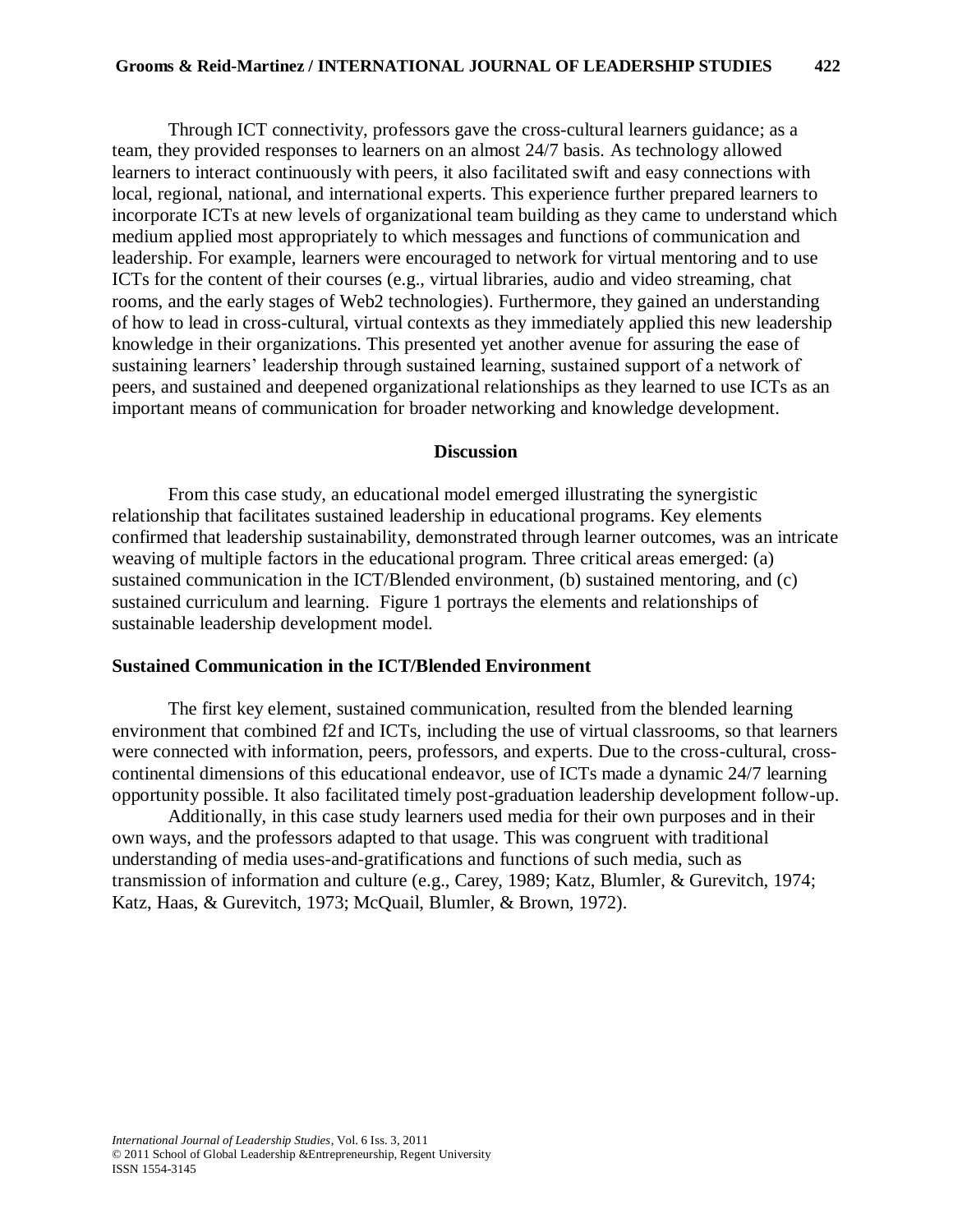Through ICT connectivity, professors gave the cross-cultural learners guidance; as a team, they provided responses to learners on an almost 24/7 basis. As technology allowed learners to interact continuously with peers, it also facilitated swift and easy connections with local, regional, national, and international experts. This experience further prepared learners to incorporate ICTs at new levels of organizational team building as they came to understand which medium applied most appropriately to which messages and functions of communication and leadership. For example, learners were encouraged to network for virtual mentoring and to use ICTs for the content of their courses (e.g., virtual libraries, audio and video streaming, chat rooms, and the early stages of Web2 technologies). Furthermore, they gained an understanding of how to lead in cross-cultural, virtual contexts as they immediately applied this new leadership knowledge in their organizations. This presented yet another avenue for assuring the ease of sustaining learners' leadership through sustained learning, sustained support of a network of peers, and sustained and deepened organizational relationships as they learned to use ICTs as an important means of communication for broader networking and knowledge development.

## Discussion

From this case study, an educational model emerged illustrating the synergistic relationship that facilitates sustained leadership in educational programs. Key elements confirmed that leadership sustainability, demonstrated through learner outcomes, was an intricate weaving of multiple factors in the educational program. Three critical areas emerged: (a) sustained communication in the ICT/Blended environment, (b) sustained mentoring, and (c) sustained curriculum and learning. Figure 1 portrays the elements and relationships of sustainable leadership development model.

### Sustained Communication in the ICT/Blended Environment

The first key element, sustained communication, resulted from the blended learning environment that combined f2f and ICTs, including the use of virtual classrooms, so that learners were connected with information, peers, professors, and experts. Due to the cross-cultural, cross-continental dimensions of this educational endeavor, use of ICTs made a dynamic 24/7 learning opportunity possible. It also facilitated timely post-graduation leadership development follow-up.

Additionally, in this case study learners used media for their own purposes and in their own ways, and the professors adapted to that usage. This was congruent with traditional understanding of media uses-and-gratifications and functions of such media, such as transmission of information and culture (e.g., Carey, 1989; Katz, Blumler, & Gurevitch, 1974; Katz, Haas, & Gurevitch, 1973; McQuail, Blumler, & Brown, 1972).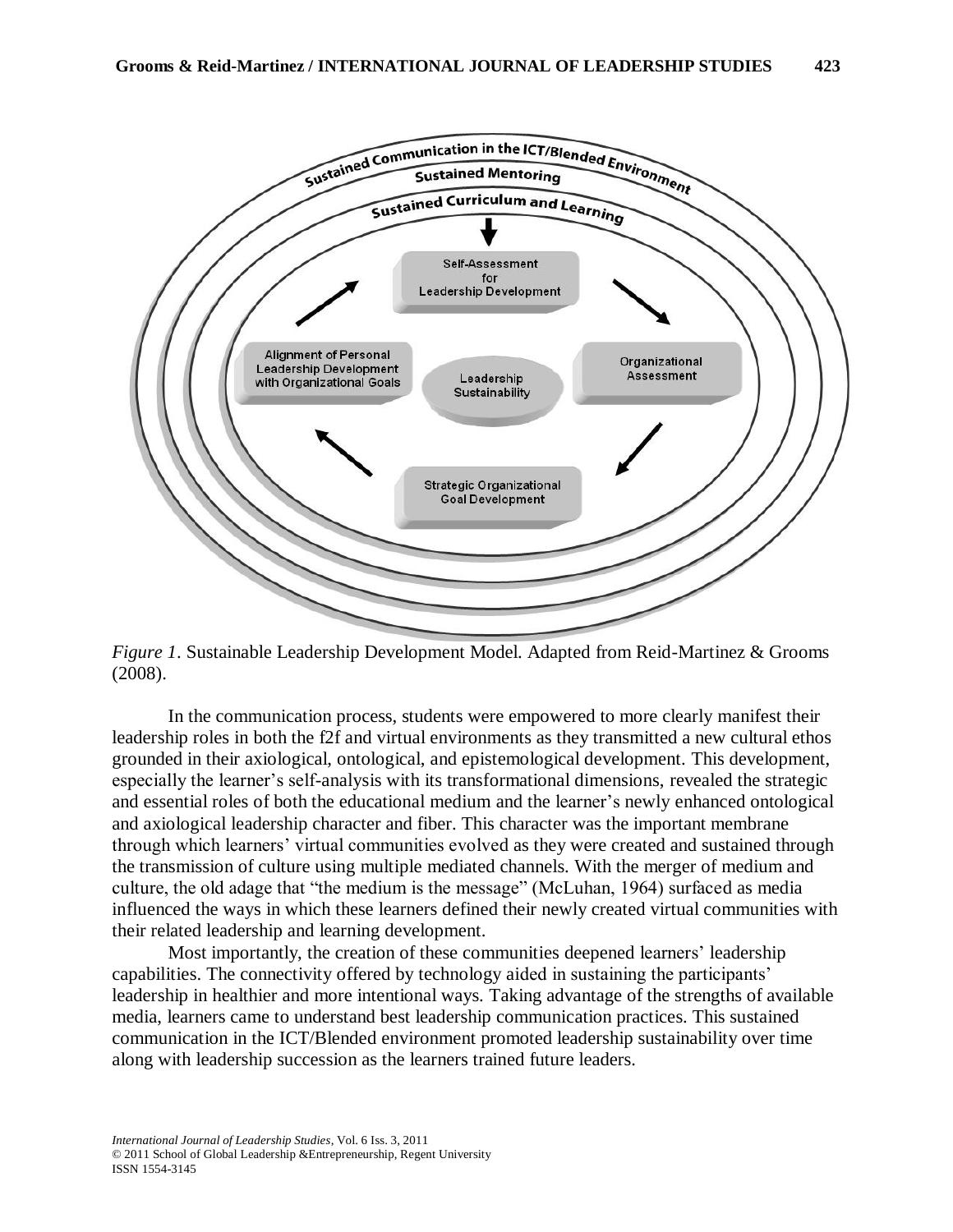Sustained Communication in the ICT/Blended Environment

Sustained Mentoring

Sustained Curriculum and Learning

Self-Assessment for Leadership Development

Organizational Assessment

Strategic Organizational Goal Development

Alignment of Personal Leadership Development with Organizational Goals

Leadership Sustainability

*Figure 1.* Sustainable Leadership Development Model. Adapted from Reid-Martinez & Grooms (2008).

In the communication process, students were empowered to more clearly manifest their leadership roles in both the f2f and virtual environments as they transmitted a new cultural ethos grounded in their axiological, ontological, and epistemological development. This development, especially the learner's self-analysis with its transformational dimensions, revealed the strategic and essential roles of both the educational medium and the learner's newly enhanced ontological and axiological leadership character and fiber. This character was the important membrane through which learners' virtual communities evolved as they were created and sustained through the transmission of culture using multiple mediated channels. With the merger of medium and culture, the old adage that "the medium is the message" (McLuhan, 1964) surfaced as media influenced the ways in which these learners defined their newly created virtual communities with their related leadership and learning development.

Most importantly, the creation of these communities deepened learners' leadership capabilities. The connectivity offered by technology aided in sustaining the participants' leadership in healthier and more intentional ways. Taking advantage of the strengths of available media, learners came to understand best leadership communication practices. This sustained communication in the ICT/Blended environment promoted leadership sustainability over time along with leadership succession as the learners trained future leaders.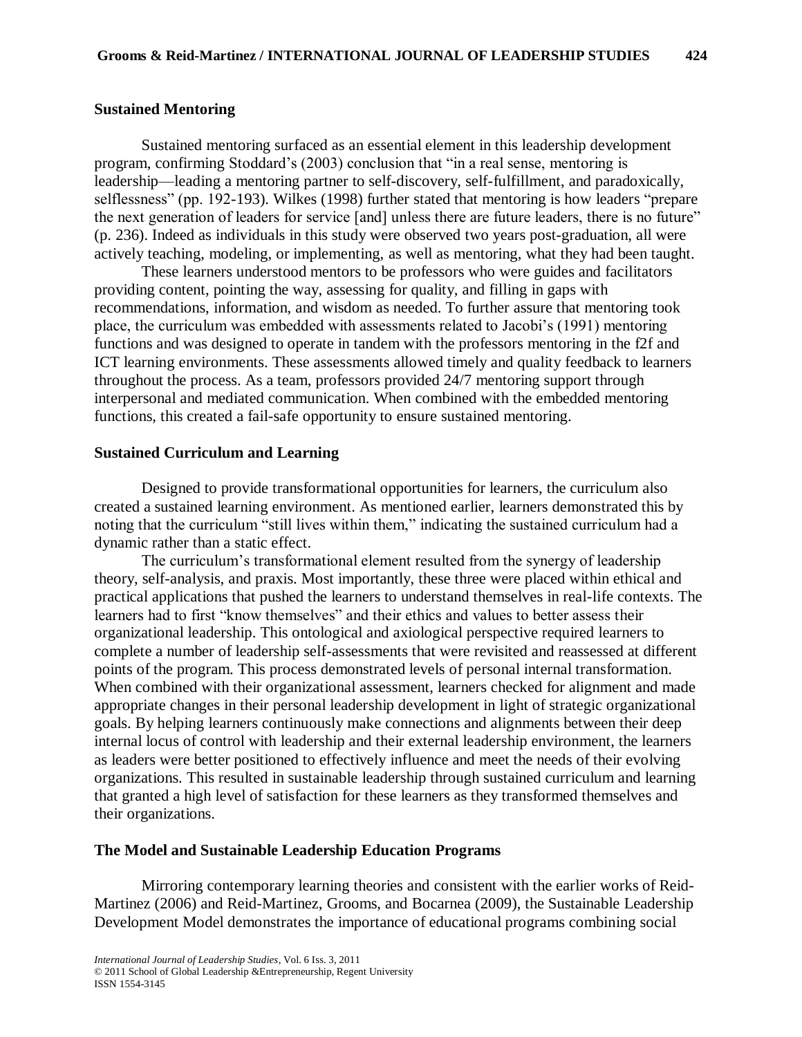## Sustained Mentoring

Sustained mentoring surfaced as an essential element in this leadership development program, confirming Stoddard's (2003) conclusion that "in a real sense, mentoring is leadership—leading a mentoring partner to self-discovery, self-fulfillment, and paradoxically, selflessness" (pp. 192-193). Wilkes (1998) further stated that mentoring is how leaders "prepare the next generation of leaders for service [and] unless there are future leaders, there is no future" (p. 236). Indeed as individuals in this study were observed two years post-graduation, all were actively teaching, modeling, or implementing, as well as mentoring, what they had been taught.

These learners understood mentors to be professors who were guides and facilitators providing content, pointing the way, assessing for quality, and filling in gaps with recommendations, information, and wisdom as needed. To further assure that mentoring took place, the curriculum was embedded with assessments related to Jacobi's (1991) mentoring functions and was designed to operate in tandem with the professors mentoring in the f2f and ICT learning environments. These assessments allowed timely and quality feedback to learners throughout the process. As a team, professors provided 24/7 mentoring support through interpersonal and mediated communication. When combined with the embedded mentoring functions, this created a fail-safe opportunity to ensure sustained mentoring.

## Sustained Curriculum and Learning

Designed to provide transformational opportunities for learners, the curriculum also created a sustained learning environment. As mentioned earlier, learners demonstrated this by noting that the curriculum "still lives within them," indicating the sustained curriculum had a dynamic rather than a static effect.

The curriculum's transformational element resulted from the synergy of leadership theory, self-analysis, and praxis. Most importantly, these three were placed within ethical and practical applications that pushed the learners to understand themselves in real-life contexts. The learners had to first "know themselves" and their ethics and values to better assess their organizational leadership. This ontological and axiological perspective required learners to complete a number of leadership self-assessments that were revisited and reassessed at different points of the program. This process demonstrated levels of personal internal transformation. When combined with their organizational assessment, learners checked for alignment and made appropriate changes in their personal leadership development in light of strategic organizational goals. By helping learners continuously make connections and alignments between their deep internal locus of control with leadership and their external leadership environment, the learners as leaders were better positioned to effectively influence and meet the needs of their evolving organizations. This resulted in sustainable leadership through sustained curriculum and learning that granted a high level of satisfaction for these learners as they transformed themselves and their organizations.

## The Model and Sustainable Leadership Education Programs

Mirroring contemporary learning theories and consistent with the earlier works of Reid-Martinez (2006) and Reid-Martinez, Grooms, and Bocarnea (2009), the Sustainable Leadership Development Model demonstrates the importance of educational programs combining social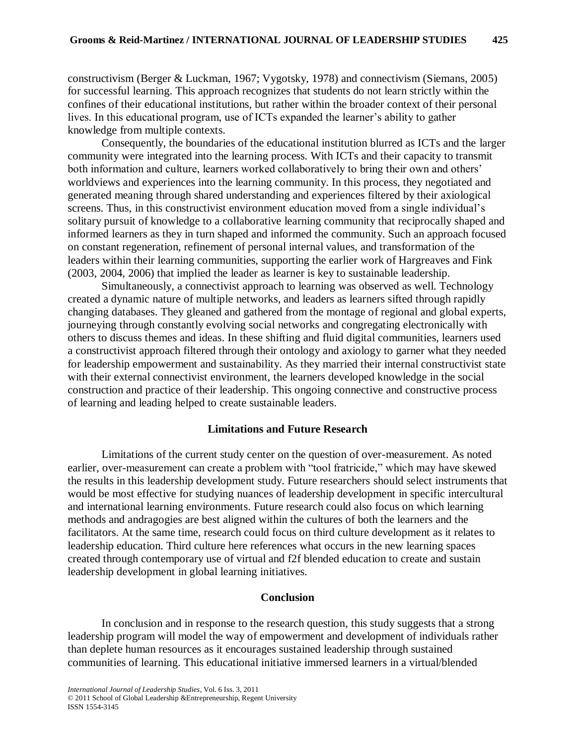constructivism (Berger & Luckman, 1967; Vygotsky, 1978) and connectivism (Siemans, 2005) for successful learning. This approach recognizes that students do not learn strictly within the confines of their educational institutions, but rather within the broader context of their personal lives. In this educational program, use of ICTs expanded the learner's ability to gather knowledge from multiple contexts.

Consequently, the boundaries of the educational institution blurred as ICTs and the larger community were integrated into the learning process. With ICTs and their capacity to transmit both information and culture, learners worked collaboratively to bring their own and others' worldviews and experiences into the learning community. In this process, they negotiated and generated meaning through shared understanding and experiences filtered by their axiological screens. Thus, in this constructivist environment education moved from a single individual's solitary pursuit of knowledge to a collaborative learning community that reciprocally shaped and informed learners as they in turn shaped and informed the community. Such an approach focused on constant regeneration, refinement of personal internal values, and transformation of the leaders within their learning communities, supporting the earlier work of Hargreaves and Fink (2003, 2004, 2006) that implied the leader as learner is key to sustainable leadership.

Simultaneously, a connectivist approach to learning was observed as well. Technology created a dynamic nature of multiple networks, and leaders as learners sifted through rapidly changing databases. They gleaned and gathered from the montage of regional and global experts, journeying through constantly evolving social networks and congregating electronically with others to discuss themes and ideas. In these shifting and fluid digital communities, learners used a constructivist approach filtered through their ontology and axiology to garner what they needed for leadership empowerment and sustainability. As they married their internal constructivist state with their external connectivist environment, the learners developed knowledge in the social construction and practice of their leadership. This ongoing connective and constructive process of learning and leading helped to create sustainable leaders.

## Limitations and Future Research

Limitations of the current study center on the question of over-measurement. As noted earlier, over-measurement can create a problem with "tool fratricide," which may have skewed the results in this leadership development study. Future researchers should select instruments that would be most effective for studying nuances of leadership development in specific intercultural and international learning environments. Future research could also focus on which learning methods and andragogies are best aligned within the cultures of both the learners and the facilitators. At the same time, research could focus on third culture development as it relates to leadership education. Third culture here references what occurs in the new learning spaces created through contemporary use of virtual and f2f blended education to create and sustain leadership development in global learning initiatives.

## Conclusion

In conclusion and in response to the research question, this study suggests that a strong leadership program will model the way of empowerment and development of individuals rather than deplete human resources as it encourages sustained leadership through sustained communities of learning. This educational initiative immersed learners in a virtual/blended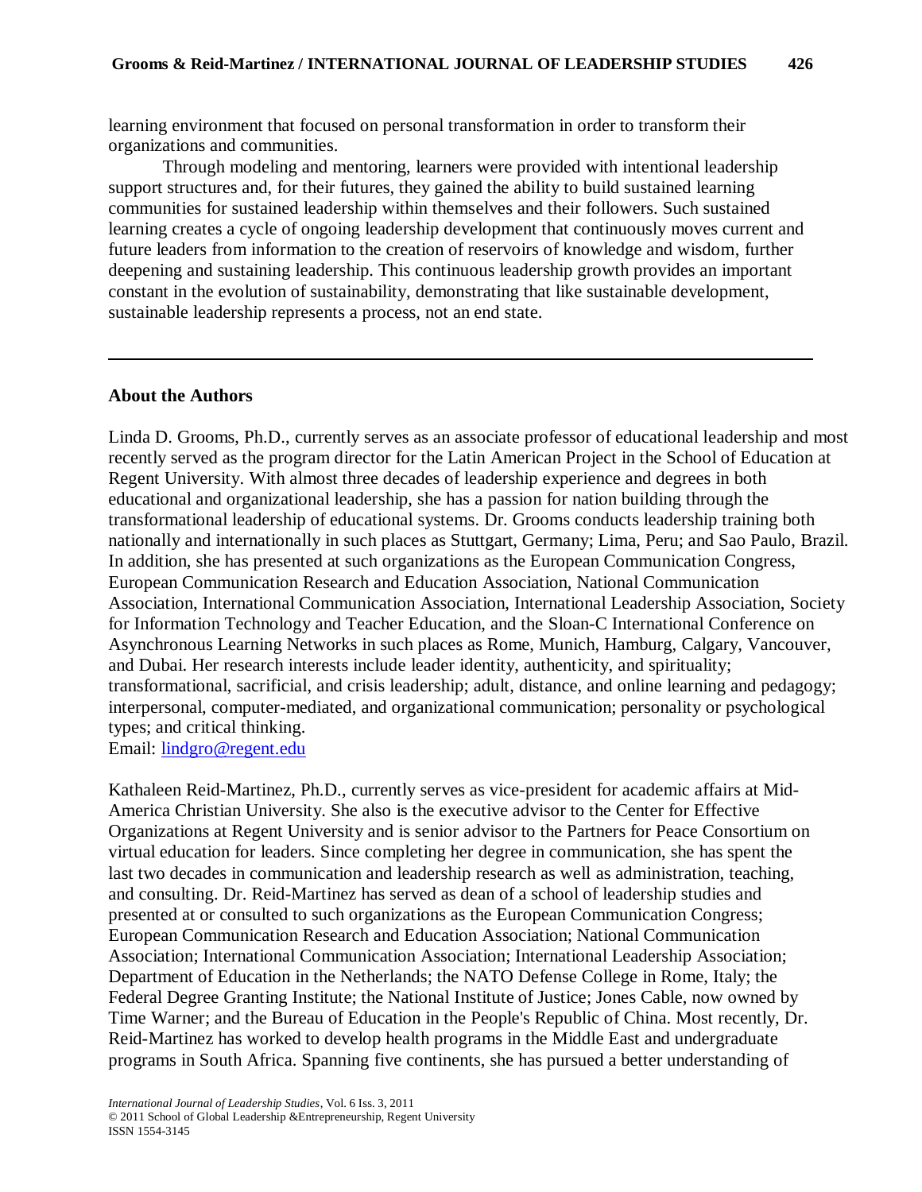learning environment that focused on personal transformation in order to transform their organizations and communities.

Through modeling and mentoring, learners were provided with intentional leadership support structures and, for their futures, they gained the ability to build sustained learning communities for sustained leadership within themselves and their followers. Such sustained learning creates a cycle of ongoing leadership development that continuously moves current and future leaders from information to the creation of reservoirs of knowledge and wisdom, further deepening and sustaining leadership. This continuous leadership growth provides an important constant in the evolution of sustainability, demonstrating that like sustainable development, sustainable leadership represents a process, not an end state.

---

## About the Authors

Linda D. Grooms, Ph.D., currently serves as an associate professor of educational leadership and most recently served as the program director for the Latin American Project in the School of Education at Regent University. With almost three decades of leadership experience and degrees in both educational and organizational leadership, she has a passion for nation building through the transformational leadership of educational systems. Dr. Grooms conducts leadership training both nationally and internationally in such places as Stuttgart, Germany; Lima, Peru; and Sao Paulo, Brazil. In addition, she has presented at such organizations as the European Communication Congress, European Communication Research and Education Association, National Communication Association, International Communication Association, International Leadership Association, Society for Information Technology and Teacher Education, and the Sloan-C International Conference on Asynchronous Learning Networks in such places as Rome, Munich, Hamburg, Calgary, Vancouver, and Dubai. Her research interests include leader identity, authenticity, and spirituality; transformational, sacrificial, and crisis leadership; adult, distance, and online learning and pedagogy; interpersonal, computer-mediated, and organizational communication; personality or psychological types; and critical thinking.
Email: lindgro@regent.edu

Kathaleen Reid-Martinez, Ph.D., currently serves as vice-president for academic affairs at Mid-America Christian University. She also is the executive advisor to the Center for Effective Organizations at Regent University and is senior advisor to the Partners for Peace Consortium on virtual education for leaders. Since completing her degree in communication, she has spent the last two decades in communication and leadership research as well as administration, teaching, and consulting. Dr. Reid-Martinez has served as dean of a school of leadership studies and presented at or consulted to such organizations as the European Communication Congress; European Communication Research and Education Association; National Communication Association; International Communication Association; International Leadership Association; Department of Education in the Netherlands; the NATO Defense College in Rome, Italy; the Federal Degree Granting Institute; the National Institute of Justice; Jones Cable, now owned by Time Warner; and the Bureau of Education in the People's Republic of China. Most recently, Dr. Reid-Martinez has worked to develop health programs in the Middle East and undergraduate programs in South Africa. Spanning five continents, she has pursued a better understanding of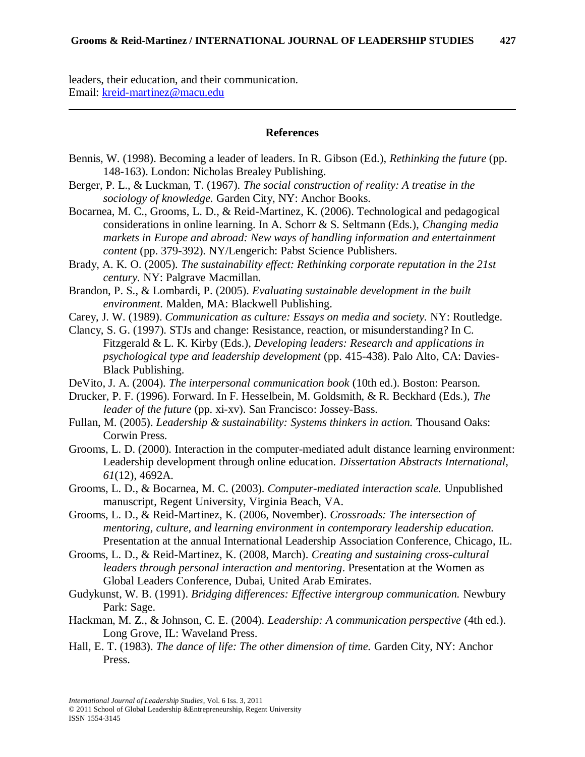leaders, their education, and their communication.
Email: kreid-martinez@macu.edu

---

## References

Bennis, W. (1998). Becoming a leader of leaders. In R. Gibson (Ed.), *Rethinking the future* (pp. 148-163). London: Nicholas Brealey Publishing.

Berger, P. L., & Luckman, T. (1967). *The social construction of reality: A treatise in the sociology of knowledge.* Garden City, NY: Anchor Books.

Bocarnea, M. C., Grooms, L. D., & Reid-Martinez, K. (2006). Technological and pedagogical considerations in online learning. In A. Schorr & S. Seltmann (Eds.), *Changing media markets in Europe and abroad: New ways of handling information and entertainment content* (pp. 379-392). NY/Lengerich: Pabst Science Publishers.

Brady, A. K. O. (2005). *The sustainability effect: Rethinking corporate reputation in the 21st century.* NY: Palgrave Macmillan.

Brandon, P. S., & Lombardi, P. (2005). *Evaluating sustainable development in the built environment.* Malden, MA: Blackwell Publishing.

Carey, J. W. (1989). *Communication as culture: Essays on media and society.* NY: Routledge.

Clancy, S. G. (1997). STJs and change: Resistance, reaction, or misunderstanding? In C. Fitzgerald & L. K. Kirby (Eds.), *Developing leaders: Research and applications in psychological type and leadership development* (pp. 415-438). Palo Alto, CA: Davies-Black Publishing.

DeVito, J. A. (2004). *The interpersonal communication book* (10th ed.). Boston: Pearson.

Drucker, P. F. (1996). Forward. In F. Hesselbein, M. Goldsmith, & R. Beckhard (Eds.), *The leader of the future* (pp. xi-xv). San Francisco: Jossey-Bass.

Fullan, M. (2005). *Leadership & sustainability: Systems thinkers in action.* Thousand Oaks: Corwin Press.

Grooms, L. D. (2000). Interaction in the computer-mediated adult distance learning environment: Leadership development through online education. *Dissertation Abstracts International, 61*(12), 4692A.

Grooms, L. D., & Bocarnea, M. C. (2003). *Computer-mediated interaction scale.* Unpublished manuscript, Regent University, Virginia Beach, VA.

Grooms, L. D., & Reid-Martinez, K. (2006, November). *Crossroads: The intersection of mentoring, culture, and learning environment in contemporary leadership education.* Presentation at the annual International Leadership Association Conference, Chicago, IL.

Grooms, L. D., & Reid-Martinez, K. (2008, March). *Creating and sustaining cross-cultural leaders through personal interaction and mentoring*. Presentation at the Women as Global Leaders Conference, Dubai, United Arab Emirates.

Gudykunst, W. B. (1991). *Bridging differences: Effective intergroup communication.* Newbury Park: Sage.

Hackman, M. Z., & Johnson, C. E. (2004). *Leadership: A communication perspective* (4th ed.). Long Grove, IL: Waveland Press.

Hall, E. T. (1983). *The dance of life: The other dimension of time.* Garden City, NY: Anchor Press.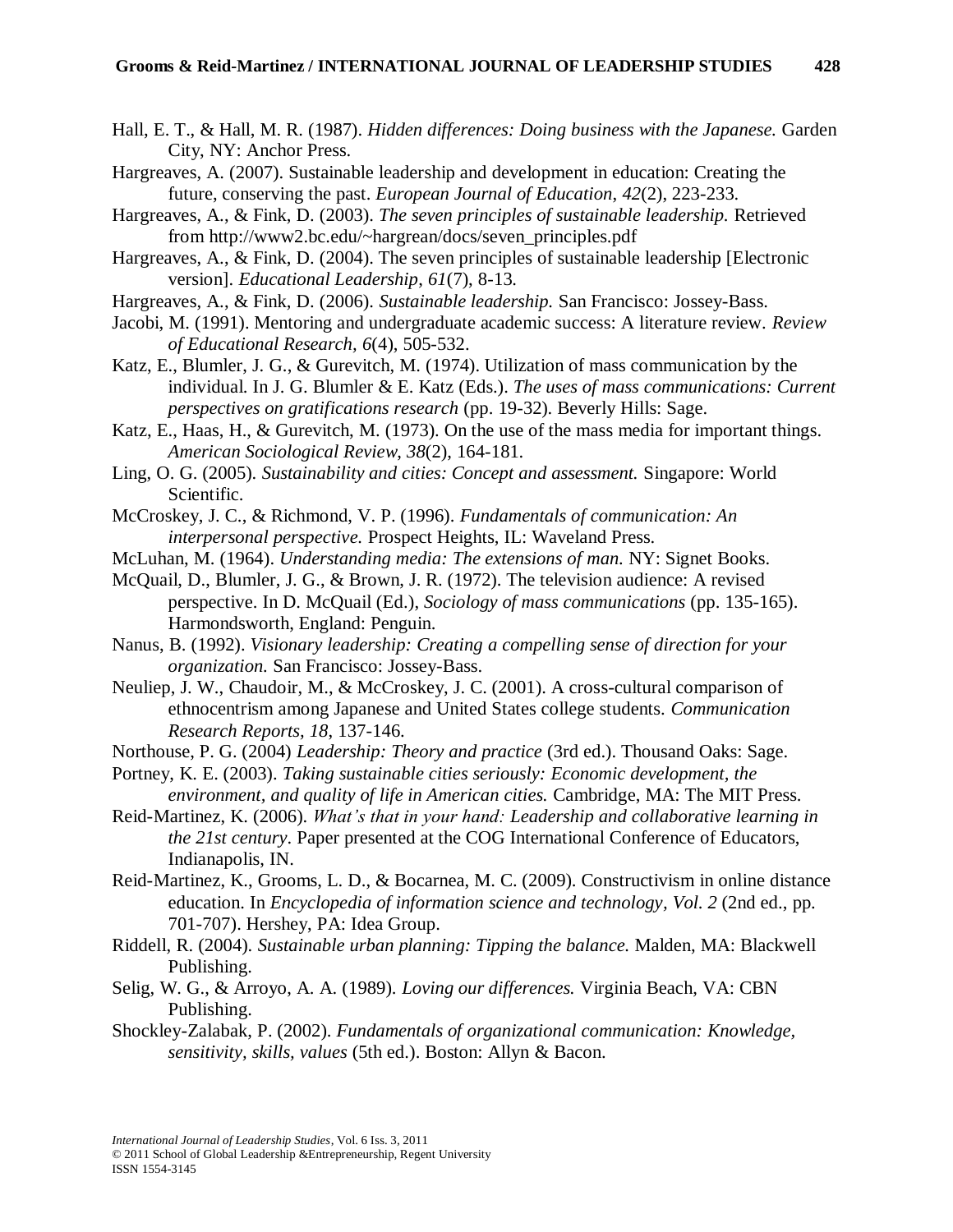Hall, E. T., & Hall, M. R. (1987). *Hidden differences: Doing business with the Japanese.* Garden City, NY: Anchor Press.

Hargreaves, A. (2007). Sustainable leadership and development in education: Creating the future, conserving the past. *European Journal of Education*, *42*(2), 223-233.

Hargreaves, A., & Fink, D. (2003). *The seven principles of sustainable leadership.* Retrieved from http://www2.bc.edu/~hargrean/docs/seven_principles.pdf

Hargreaves, A., & Fink, D. (2004). The seven principles of sustainable leadership [Electronic version]. *Educational Leadership*, *61*(7), 8-13.

Hargreaves, A., & Fink, D. (2006). *Sustainable leadership.* San Francisco: Jossey-Bass.

Jacobi, M. (1991). Mentoring and undergraduate academic success: A literature review. *Review of Educational Research, 6*(4), 505-532.

Katz, E., Blumler, J. G., & Gurevitch, M. (1974). Utilization of mass communication by the individual. In J. G. Blumler & E. Katz (Eds.). *The uses of mass communications: Current perspectives on gratifications research* (pp. 19-32). Beverly Hills: Sage.

Katz, E., Haas, H., & Gurevitch, M. (1973). On the use of the mass media for important things. *American Sociological Review, 38*(2), 164-181.

Ling, O. G. (2005). *Sustainability and cities: Concept and assessment.* Singapore: World Scientific.

McCroskey, J. C., & Richmond, V. P. (1996). *Fundamentals of communication: An interpersonal perspective.* Prospect Heights, IL: Waveland Press.

McLuhan, M. (1964). *Understanding media: The extensions of man.* NY: Signet Books.

McQuail, D., Blumler, J. G., & Brown, J. R. (1972). The television audience: A revised perspective. In D. McQuail (Ed.), *Sociology of mass communications* (pp. 135-165). Harmondsworth, England: Penguin.

Nanus, B. (1992). *Visionary leadership: Creating a compelling sense of direction for your organization.* San Francisco: Jossey-Bass.

Neuliep, J. W., Chaudoir, M., & McCroskey, J. C. (2001). A cross-cultural comparison of ethnocentrism among Japanese and United States college students. *Communication Research Reports, 18*, 137-146.

Northouse, P. G. (2004) *Leadership: Theory and practice* (3rd ed.). Thousand Oaks: Sage.

Portney, K. E. (2003). *Taking sustainable cities seriously: Economic development, the environment, and quality of life in American cities.* Cambridge, MA: The MIT Press.

Reid-Martinez, K. (2006). *What's that in your hand: Leadership and collaborative learning in the 21st century*. Paper presented at the COG International Conference of Educators, Indianapolis, IN.

Reid-Martinez, K., Grooms, L. D., & Bocarnea, M. C. (2009). Constructivism in online distance education. In *Encyclopedia of information science and technology, Vol. 2* (2nd ed., pp. 701-707). Hershey, PA: Idea Group.

Riddell, R. (2004). *Sustainable urban planning: Tipping the balance.* Malden, MA: Blackwell Publishing.

Selig, W. G., & Arroyo, A. A. (1989). *Loving our differences.* Virginia Beach, VA: CBN Publishing.

Shockley-Zalabak, P. (2002). *Fundamentals of organizational communication: Knowledge, sensitivity, skills, values* (5th ed.). Boston: Allyn & Bacon.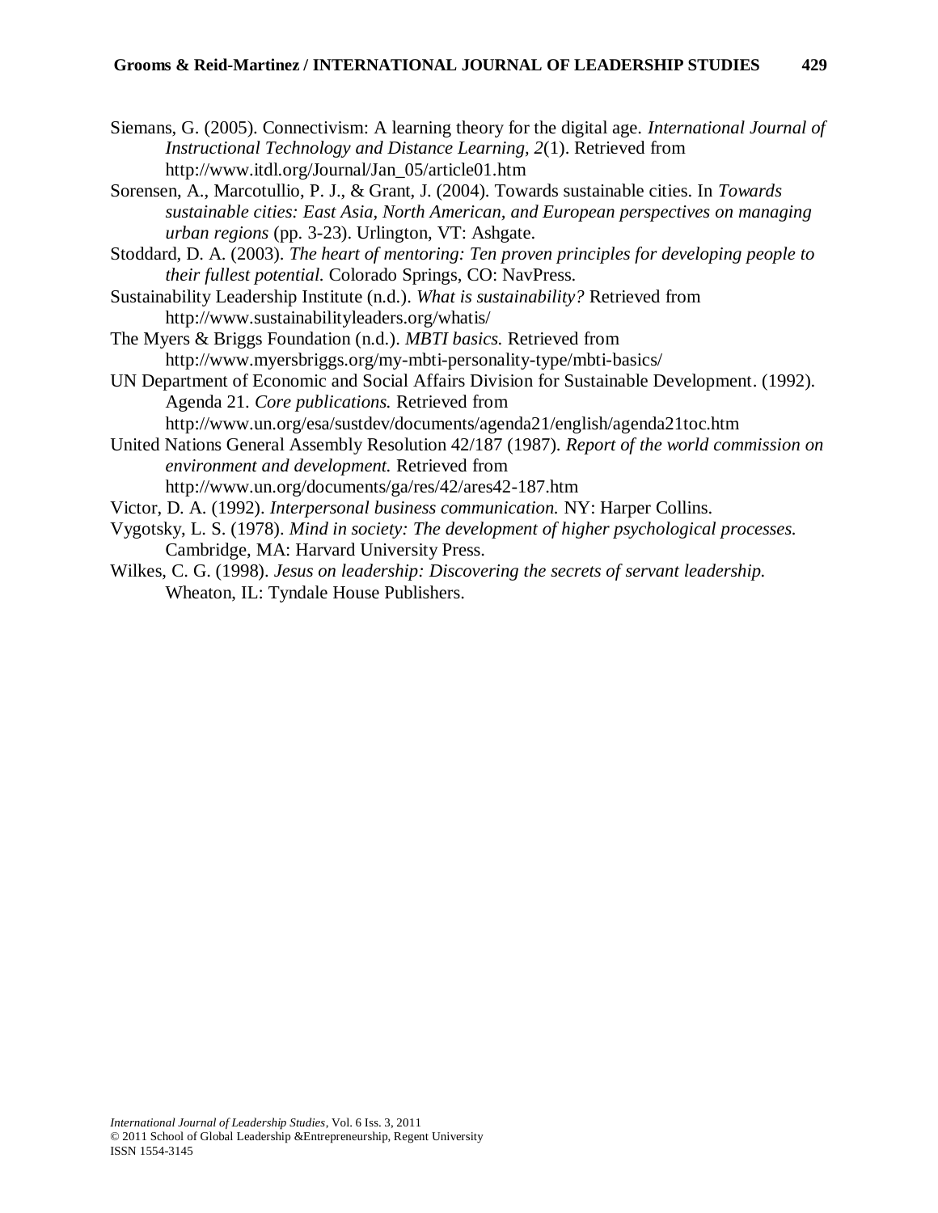Siemans, G. (2005). Connectivism: A learning theory for the digital age. *International Journal of Instructional Technology and Distance Learning, 2*(1). Retrieved from http://www.itdl.org/Journal/Jan_05/article01.htm

Sorensen, A., Marcotullio, P. J., & Grant, J. (2004). Towards sustainable cities. In *Towards sustainable cities: East Asia, North American, and European perspectives on managing urban regions* (pp. 3-23). Urlington, VT: Ashgate.

Stoddard, D. A. (2003). *The heart of mentoring: Ten proven principles for developing people to their fullest potential.* Colorado Springs, CO: NavPress.

Sustainability Leadership Institute (n.d.). *What is sustainability?* Retrieved from http://www.sustainabilityleaders.org/whatis/

The Myers & Briggs Foundation (n.d.). *MBTI basics.* Retrieved from http://www.myersbriggs.org/my-mbti-personality-type/mbti-basics/

UN Department of Economic and Social Affairs Division for Sustainable Development. (1992). Agenda 21. *Core publications.* Retrieved from http://www.un.org/esa/sustdev/documents/agenda21/english/agenda21toc.htm

United Nations General Assembly Resolution 42/187 (1987). *Report of the world commission on environment and development.* Retrieved from http://www.un.org/documents/ga/res/42/ares42-187.htm

Victor, D. A. (1992). *Interpersonal business communication.* NY: Harper Collins.

Vygotsky, L. S. (1978). *Mind in society: The development of higher psychological processes.* Cambridge, MA: Harvard University Press.

Wilkes, C. G. (1998). *Jesus on leadership: Discovering the secrets of servant leadership.* Wheaton, IL: Tyndale House Publishers.